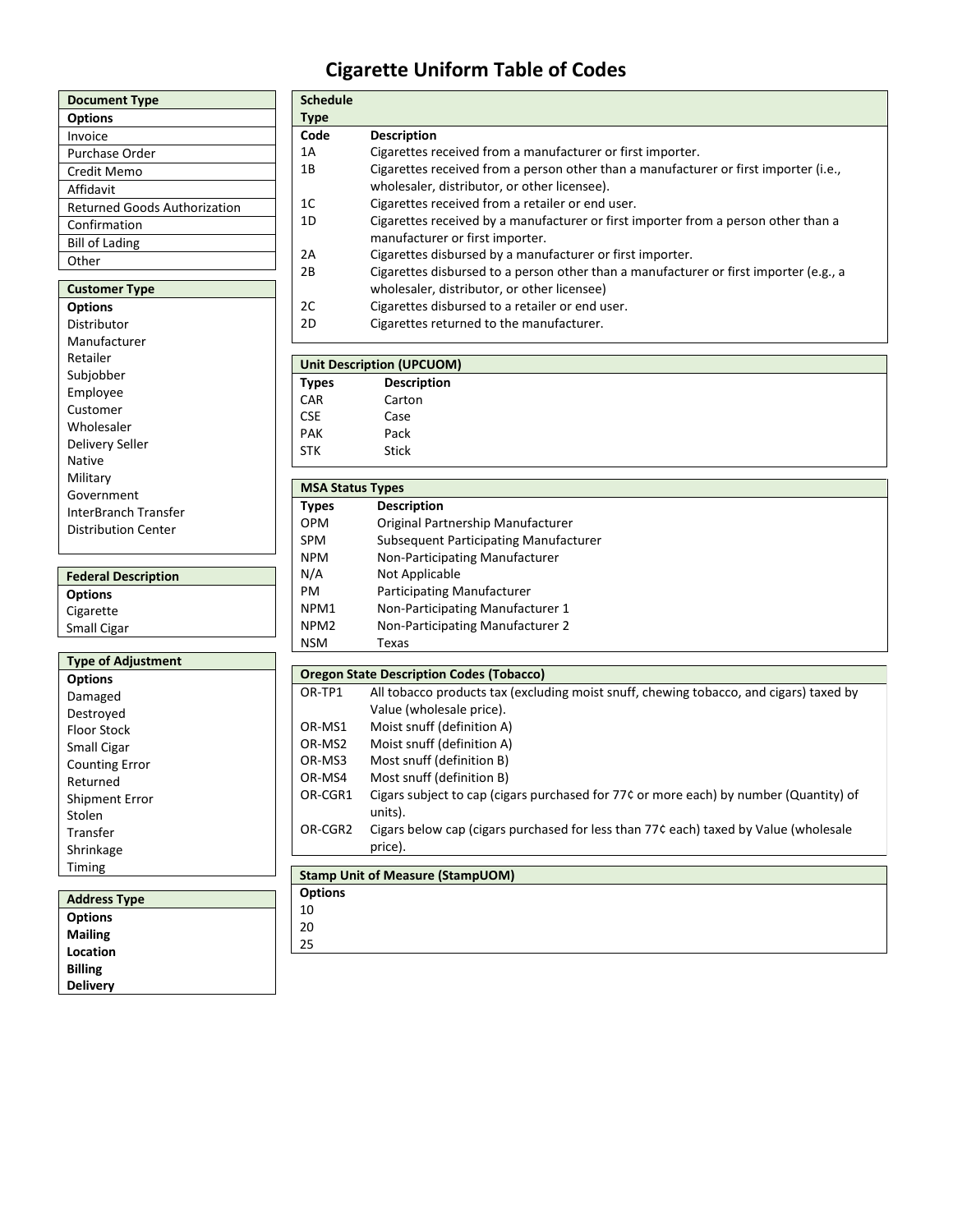# Cigarette Uniform Table of Codes

| Document Type |
|---|
| **Options** |
| Invoice |
| Purchase Order |
| Credit Memo |
| Affidavit |
| Returned Goods Authorization |
| Confirmation |
| Bill of Lading |
| Other |

| Customer Type |
|---|
| **Options** |
| Distributor |
| Manufacturer |
| Retailer |
| Subjobber |
| Employee |
| Customer |
| Wholesaler |
| Delivery Seller |
| Native |
| Military |
| Government |
| InterBranch Transfer |
| Distribution Center |

| Federal Description |
|---|
| **Options** |
| Cigarette |
| Small Cigar |

| Type of Adjustment |
|---|
| **Options** |
| Damaged |
| Destroyed |
| Floor Stock |
| Small Cigar |
| Counting Error |
| Returned |
| Shipment Error |
| Stolen |
| Transfer |
| Shrinkage |
| Timing |

| Address Type |
|---|
| **Options** |
| **Mailing** |
| **Location** |
| **Billing** |
| **Delivery** |

**Schedule Type**

| Code | Description |
|---|---|
| 1A | Cigarettes received from a manufacturer or first importer. |
| 1B | Cigarettes received from a person other than a manufacturer or first importer (i.e., wholesaler, distributor, or other licensee). |
| 1C | Cigarettes received from a retailer or end user. |
| 1D | Cigarettes received by a manufacturer or first importer from a person other than a manufacturer or first importer. |
| 2A | Cigarettes disbursed by a manufacturer or first importer. |
| 2B | Cigarettes disbursed to a person other than a manufacturer or first importer (e.g., a wholesaler, distributor, or other licensee) |
| 2C | Cigarettes disbursed to a retailer or end user. |
| 2D | Cigarettes returned to the manufacturer. |

**Unit Description (UPCUOM)**

| Types | Description |
|---|---|
| CAR | Carton |
| CSE | Case |
| PAK | Pack |
| STK | Stick |

**MSA Status Types**

| Types | Description |
|---|---|
| OPM | Original Partnership Manufacturer |
| SPM | Subsequent Participating Manufacturer |
| NPM | Non-Participating Manufacturer |
| N/A | Not Applicable |
| PM | Participating Manufacturer |
| NPM1 | Non-Participating Manufacturer 1 |
| NPM2 | Non-Participating Manufacturer 2 |
| NSM | Texas |

**Oregon State Description Codes (Tobacco)**

| Code | Description |
|---|---|
| OR-TP1 | All tobacco products tax (excluding moist snuff, chewing tobacco, and cigars) taxed by Value (wholesale price). |
| OR-MS1 | Moist snuff (definition A) |
| OR-MS2 | Moist snuff (definition A) |
| OR-MS3 | Most snuff (definition B) |
| OR-MS4 | Most snuff (definition B) |
| OR-CGR1 | Cigars subject to cap (cigars purchased for 77¢ or more each) by number (Quantity) of units). |
| OR-CGR2 | Cigars below cap (cigars purchased for less than 77¢ each) taxed by Value (wholesale price). |

| Stamp Unit of Measure (StampUOM) |
|---|
| **Options** |
| 10 |
| 20 |
| 25 |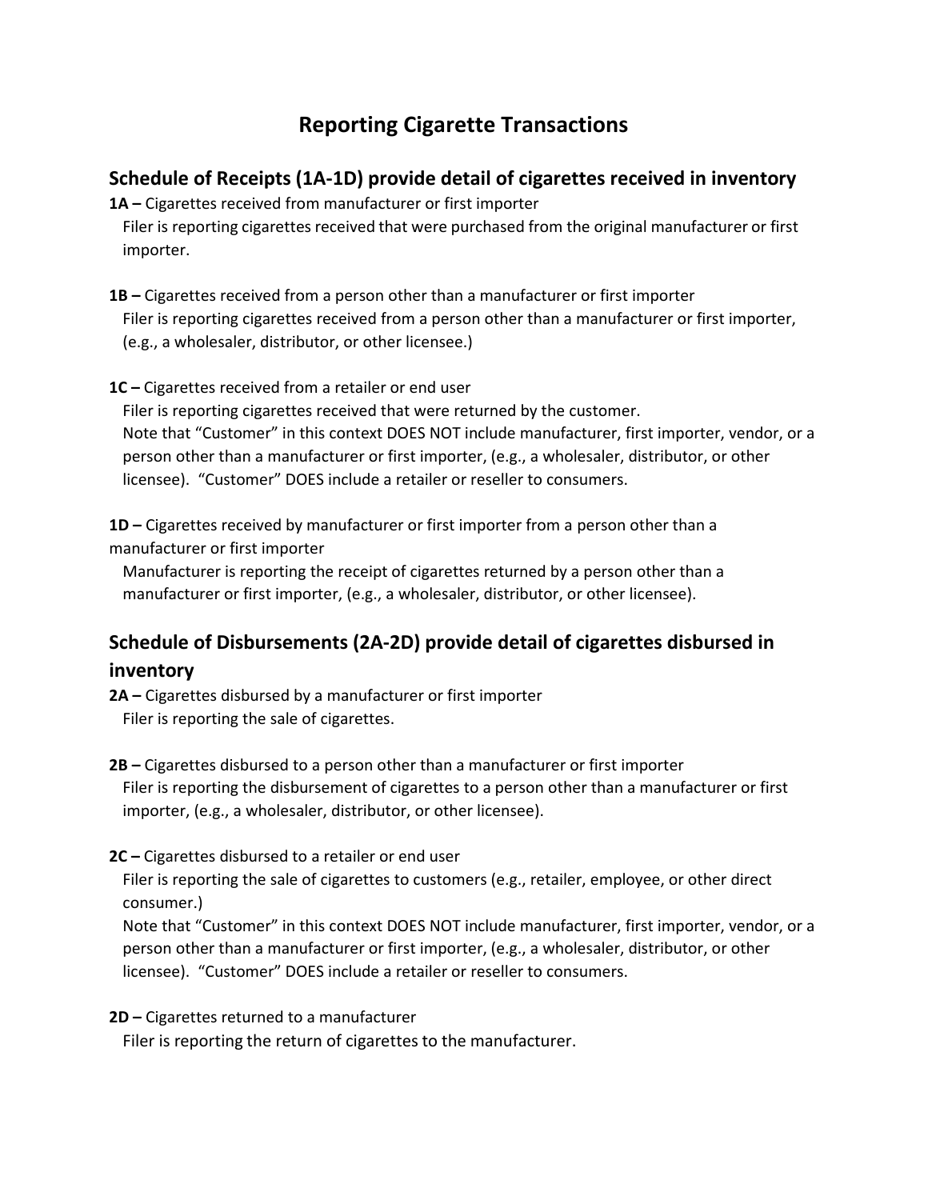# Reporting Cigarette Transactions

## Schedule of Receipts (1A-1D) provide detail of cigarettes received in inventory

**1A –** Cigarettes received from manufacturer or first importer
Filer is reporting cigarettes received that were purchased from the original manufacturer or first importer.

**1B –** Cigarettes received from a person other than a manufacturer or first importer
Filer is reporting cigarettes received from a person other than a manufacturer or first importer, (e.g., a wholesaler, distributor, or other licensee.)

**1C –** Cigarettes received from a retailer or end user
Filer is reporting cigarettes received that were returned by the customer.
Note that "Customer" in this context DOES NOT include manufacturer, first importer, vendor, or a person other than a manufacturer or first importer, (e.g., a wholesaler, distributor, or other licensee). "Customer" DOES include a retailer or reseller to consumers.

**1D –** Cigarettes received by manufacturer or first importer from a person other than a manufacturer or first importer
Manufacturer is reporting the receipt of cigarettes returned by a person other than a manufacturer or first importer, (e.g., a wholesaler, distributor, or other licensee).

## Schedule of Disbursements (2A-2D) provide detail of cigarettes disbursed in inventory

**2A –** Cigarettes disbursed by a manufacturer or first importer
Filer is reporting the sale of cigarettes.

**2B –** Cigarettes disbursed to a person other than a manufacturer or first importer
Filer is reporting the disbursement of cigarettes to a person other than a manufacturer or first importer, (e.g., a wholesaler, distributor, or other licensee).

**2C –** Cigarettes disbursed to a retailer or end user
Filer is reporting the sale of cigarettes to customers (e.g., retailer, employee, or other direct consumer.)
Note that "Customer" in this context DOES NOT include manufacturer, first importer, vendor, or a person other than a manufacturer or first importer, (e.g., a wholesaler, distributor, or other licensee). "Customer" DOES include a retailer or reseller to consumers.

**2D –** Cigarettes returned to a manufacturer
Filer is reporting the return of cigarettes to the manufacturer.